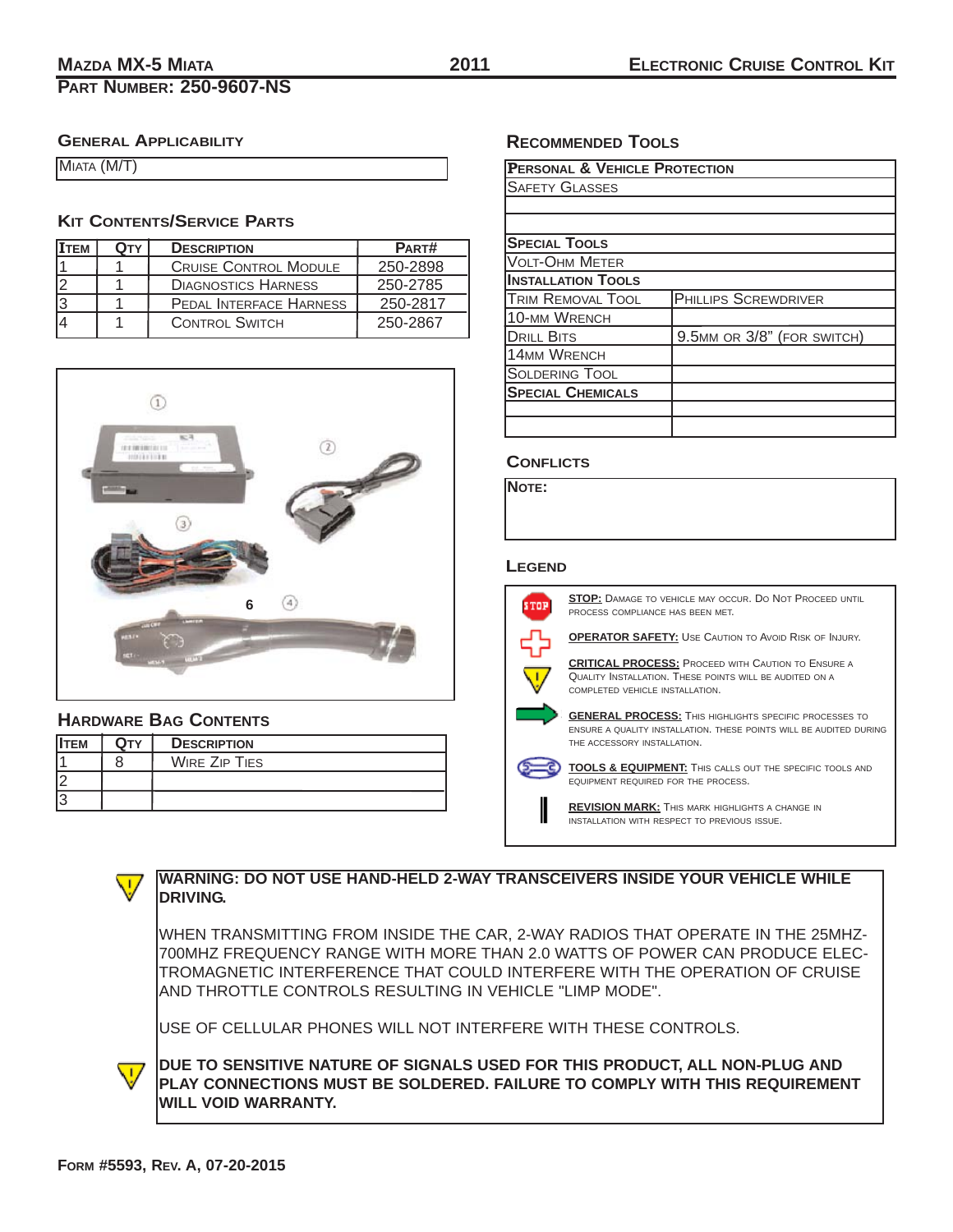**Mazda MX-5 Miata** **2011** **Electronic Cruise Control Kit**

**Part Number: 250-9607-NS**

## General Applicability

| Miata (M/T) |
|---|

## Kit Contents/Service Parts

| Item | Qty | Description | Part# |
|---|---|---|---|
| 1 | 1 | Cruise Control Module | 250-2898 |
| 2 | 1 | Diagnostics Harness | 250-2785 |
| 3 | 1 | Pedal Interface Harness | 250-2817 |
| 4 | 1 | Control Switch | 250-2867 |

## Hardware Bag Contents

| Item | Qty | Description |
|---|---|---|
| 1 | 8 | Wire Zip Ties |
| 2 | | |
| 3 | | |

## Recommended Tools

| **Personal & Vehicle Protection** | |
|---|---|
| Safety Glasses | |
| | |
| | |
| **Special Tools** | |
| Volt-Ohm Meter | |
| **Installation Tools** | |
| Trim Removal Tool | Phillips Screwdriver |
| 10-mm Wrench | |
| Drill Bits | 9.5mm or 3/8" (for switch) |
| 14mm Wrench | |
| Soldering Tool | |
| **Special Chemicals** | |
| | |
| | |

## Conflicts

**Note:**

## Legend

**STOP:** Damage to vehicle may occur. Do Not Proceed until process compliance has been met.

**OPERATOR SAFETY:** Use Caution to Avoid Risk of Injury.

**CRITICAL PROCESS:** Proceed with Caution to Ensure a Quality Installation. These points will be audited on a completed vehicle installation.

**GENERAL PROCESS:** This highlights specific processes to ensure a quality installation. These points will be audited during the accessory installation.

**TOOLS & EQUIPMENT:** This calls out the specific tools and equipment required for the process.

**REVISION MARK:** This mark highlights a change in installation with respect to previous issue.

**WARNING: DO NOT USE HAND-HELD 2-WAY TRANSCEIVERS INSIDE YOUR VEHICLE WHILE DRIVING.**

WHEN TRANSMITTING FROM INSIDE THE CAR, 2-WAY RADIOS THAT OPERATE IN THE 25MHZ-700MHZ FREQUENCY RANGE WITH MORE THAN 2.0 WATTS OF POWER CAN PRODUCE ELECTROMAGNETIC INTERFERENCE THAT COULD INTERFERE WITH THE OPERATION OF CRUISE AND THROTTLE CONTROLS RESULTING IN VEHICLE "LIMP MODE".

USE OF CELLULAR PHONES WILL NOT INTERFERE WITH THESE CONTROLS.

**DUE TO SENSITIVE NATURE OF SIGNALS USED FOR THIS PRODUCT, ALL NON-PLUG AND PLAY CONNECTIONS MUST BE SOLDERED. FAILURE TO COMPLY WITH THIS REQUIREMENT WILL VOID WARRANTY.**

**Form #5593, Rev. A, 07-20-2015**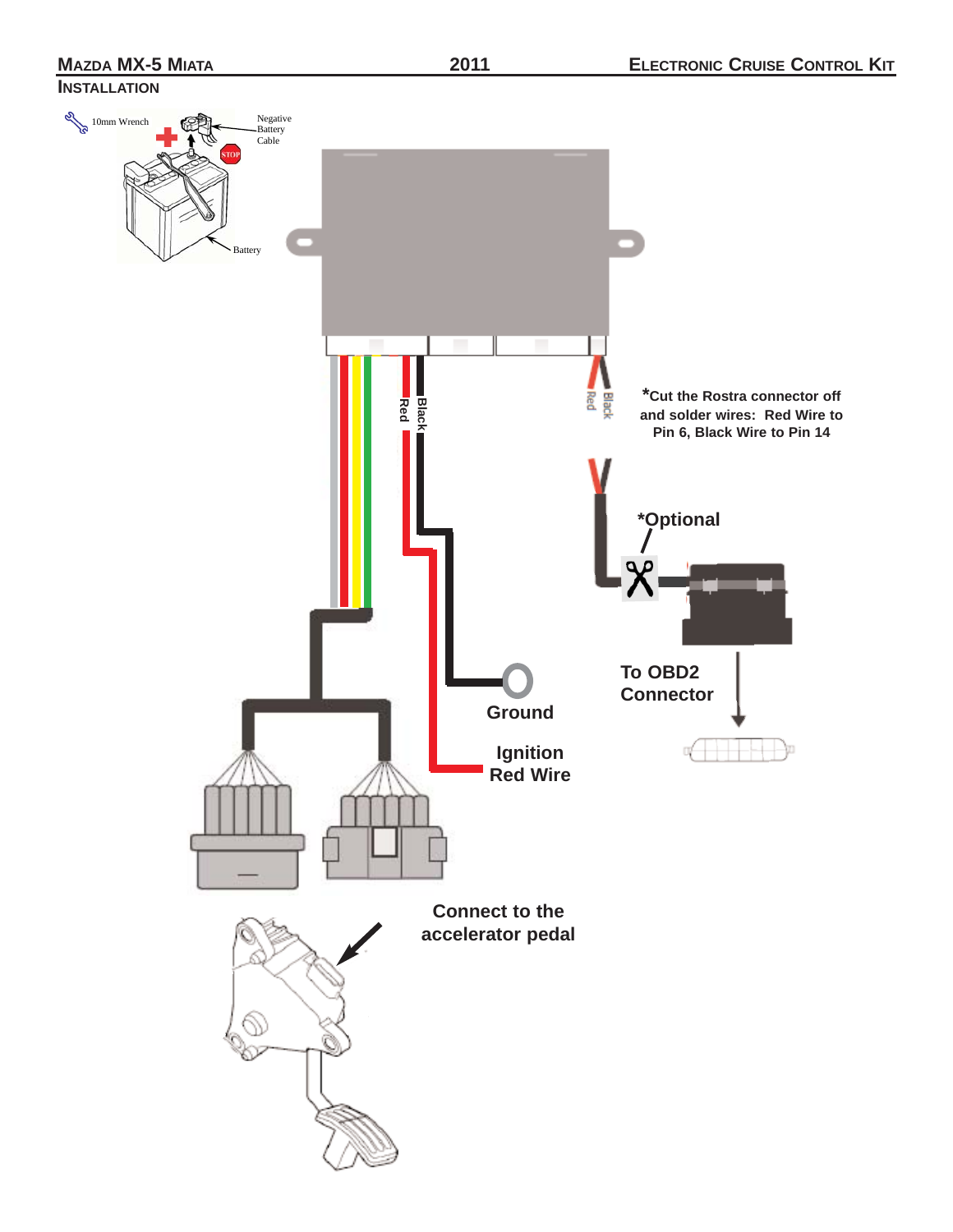## Installation

10mm Wrench

Negative Battery Cable

STOP

Battery

Red

Black

Red

Black

*Cut the Rostra connector off and solder wires: Red Wire to Pin 6, Black Wire to Pin 14

*Optional

To OBD2 Connector

Ground

Ignition Red Wire

Connect to the accelerator pedal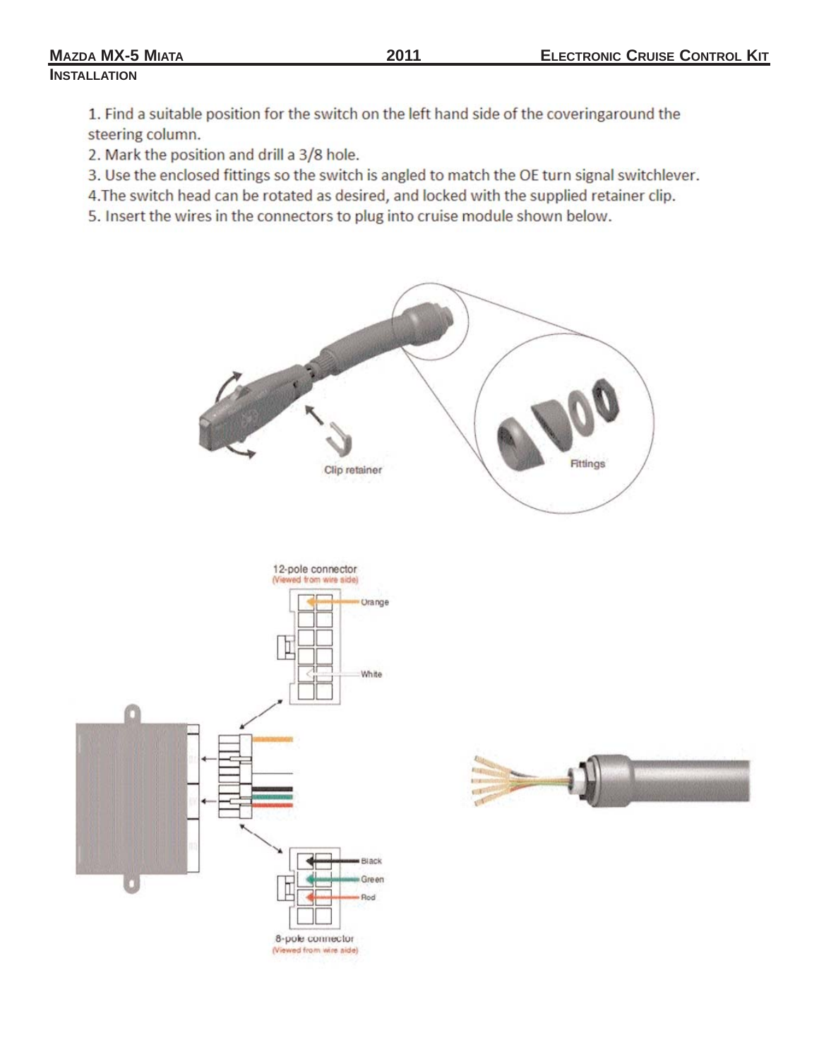## Installation

1. Find a suitable position for the switch on the left hand side of the coveringaround the steering column.
2. Mark the position and drill a 3/8 hole.
3. Use the enclosed fittings so the switch is angled to match the OE turn signal switchlever.
4. The switch head can be rotated as desired, and locked with the supplied retainer clip.
5. Insert the wires in the connectors to plug into cruise module shown below.

Clip retainer

Fittings

12-pole connector
(Viewed from wire side)

Orange

White

Black

Green

Red

8-pole connector
(Viewed from wire side)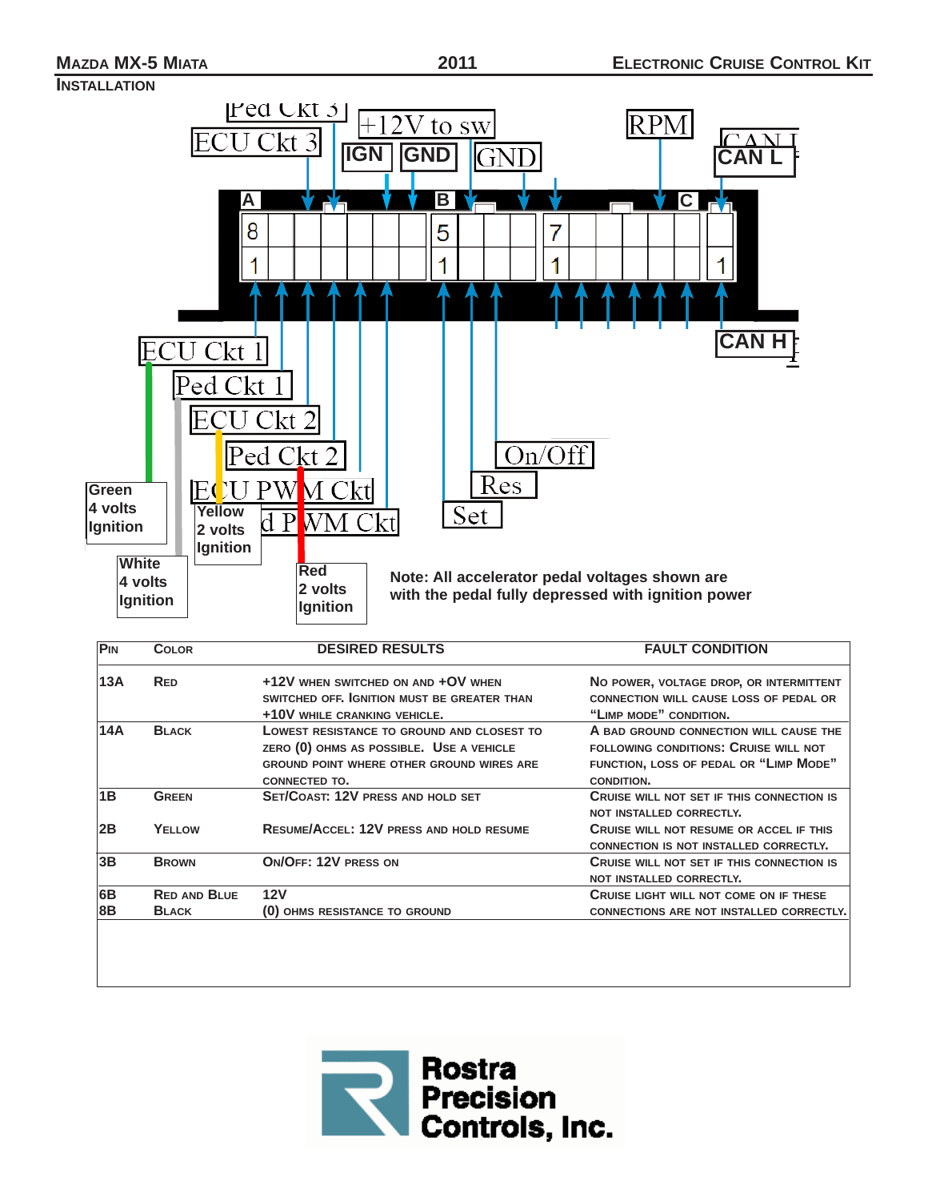## Installation

Ped Ckt 3

ECU Ckt 3

+12V to sw

IGN

GND

GND

RPM

CAN L

A

B

C

8

1

5

1

7

1

1

CAN H

ECU Ckt 1

Ped Ckt 1

ECU Ckt 2

Ped Ckt 2

ECU PWM Ckt

d PWM Ckt

On/Off

Res

Set

Green
4 volts
Ignition

Yellow
2 volts
Ignition

White
4 volts
Ignition

Red
2 volts
Ignition

**Note: All accelerator pedal voltages shown are with the pedal fully depressed with ignition power**

| Pin | Color | Desired Results | Fault Condition |
|---|---|---|---|
| 13A | Red | +12V when switched on and +0V when switched off. Ignition must be greater than +10V while cranking vehicle. | No power, voltage drop, or intermittent connection will cause loss of pedal or "Limp mode" condition. |
| 14A | Black | Lowest resistance to ground and closest to zero (0) ohms as possible. Use a vehicle ground point where other ground wires are connected to. | A bad ground connection will cause the following conditions: Cruise will not function, loss of pedal or "Limp Mode" condition. |
| 1B | Green | Set/Coast: 12V press and hold set | Cruise will not set if this connection is not installed correctly. |
| 2B | Yellow | Resume/Accel: 12V press and hold resume | Cruise will not resume or accel if this connection is not installed correctly. |
| 3B | Brown | On/Off: 12V press on | Cruise will not set if this connection is not installed correctly. |
| 6B<br>8B | Red and Blue<br>Black | 12V<br>(0) ohms resistance to ground | Cruise light will not come on if these connections are not installed correctly. |

Rostra Precision Controls, Inc.